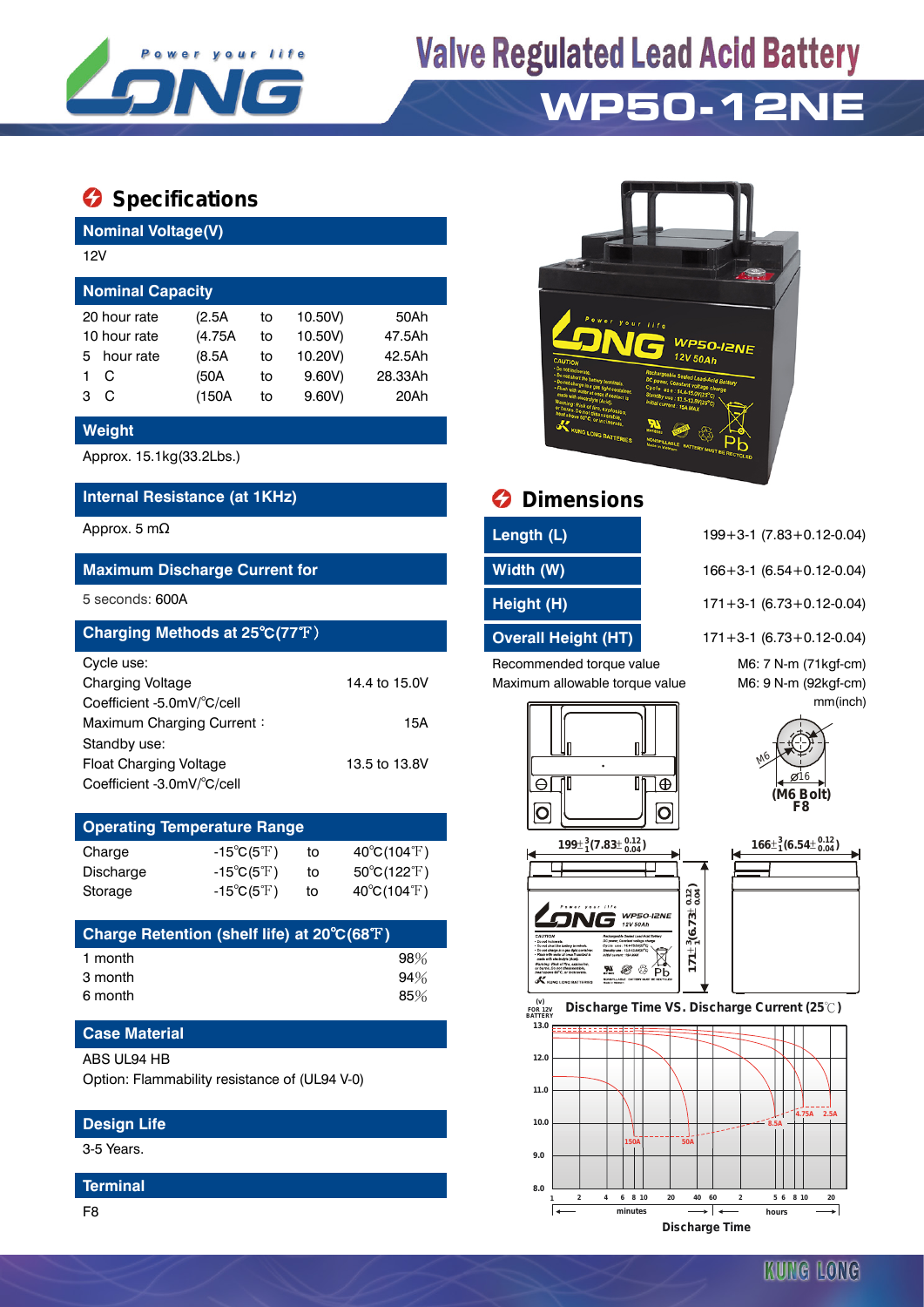# Valve Regulated Lead Acid Battery

# WP50-12NE

## Specifications

### Nominal Voltage(V)

12V

### Nominal Capacity

| | | | | |
|---|---|---|---|---|
| 20 hour rate | (2.5A | to | 10.50V) | 50Ah |
| 10 hour rate | (4.75A | to | 10.50V) | 47.5Ah |
| 5 hour rate | (8.5A | to | 10.20V) | 42.5Ah |
| 1 C | (50A | to | 9.60V) | 28.33Ah |
| 3 C | (150A | to | 9.60V) | 20Ah |

### Weight

Approx. 15.1kg(33.2Lbs.)

### Internal Resistance (at 1KHz)

Approx. 5 mΩ

### Maximum Discharge Current for

5 seconds: 600A

### Charging Methods at 25℃(77℉)

| | |
|---|---|
| Cycle use: | |
| Charging Voltage | 14.4 to 15.0V |
| Coefficient -5.0mV/℃/cell | |
| Maximum Charging Current： | 15A |
| Standby use: | |
| Float Charging Voltage | 13.5 to 13.8V |
| Coefficient -3.0mV/℃/cell | |

### Operating Temperature Range

| | | | |
|---|---|---|---|
| Charge | -15℃(5℉) | to | 40℃(104℉) |
| Discharge | -15℃(5℉) | to | 50℃(122℉) |
| Storage | -15℃(5℉) | to | 40℃(104℉) |

### Charge Retention (shelf life) at 20℃(68℉)

| | |
|---|---|
| 1 month | 98% |
| 3 month | 94% |
| 6 month | 85% |

### Case Material

ABS UL94 HB

Option: Flammability resistance of (UL94 V-0)

### Design Life

3-5 Years.

### Terminal

F8

## Dimensions

| | |
|---|---|
| Length (L) | 199+3-1 (7.83+0.12-0.04) |
| Width (W) | 166+3-1 (6.54+0.12-0.04) |
| Height (H) | 171+3-1 (6.73+0.12-0.04) |
| Overall Height (HT) | 171+3-1 (6.73+0.12-0.04) |

| | |
|---|---|
| Recommended torque value | M6: 7 N-m (71kgf-cm) |
| Maximum allowable torque value | M6: 9 N-m (92kgf-cm) |

mm(inch)

(M6 Bolt) F8

$199\pm^{3}_{1}(7.83\pm^{0.12}_{0.04})$   $166\pm^{3}_{1}(6.54\pm^{0.12}_{0.04})$   $171\pm^{3}_{1}(6.73\pm^{0.12}_{0.04})$

### Discharge Time VS. Discharge Current (25℃)

(V) FOR 12V BATTERY — Discharge Time (minutes / hours); curves: 150A, 50A, 8.5A, 4.75A, 2.5A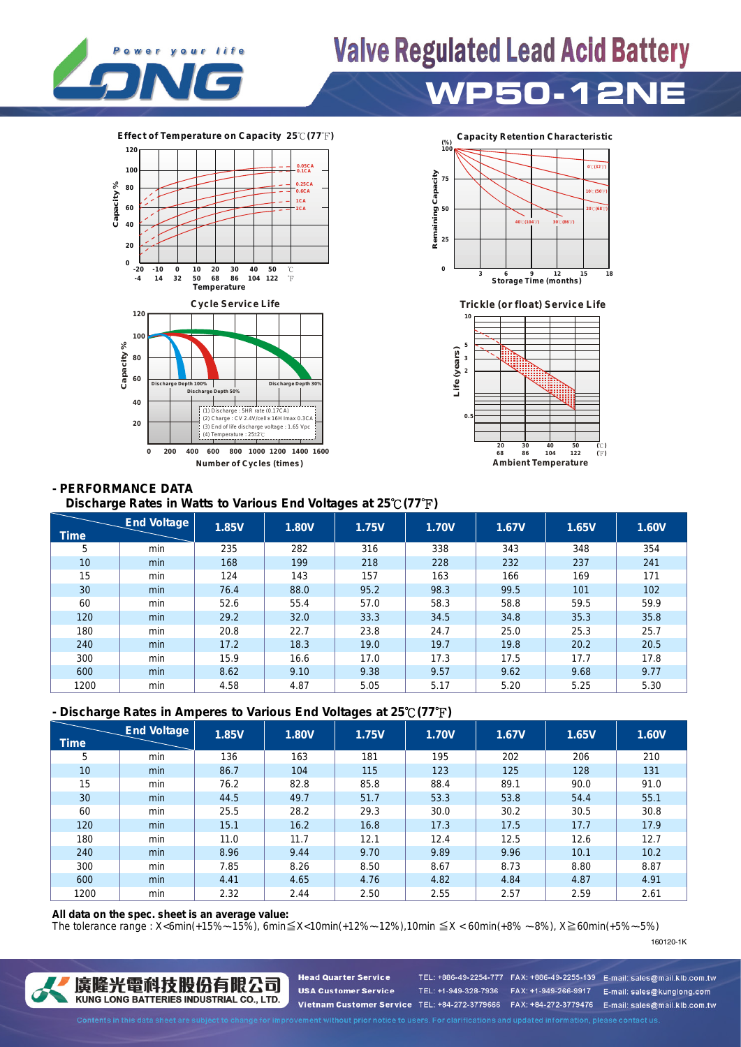# Valve Regulated Lead Acid Battery

## WP50-12NE

Effect of Temperature on Capacity 25℃(77℉)

120
100
80
60
40
20
0
Capacity %
0.05CA
0.1CA
0.25CA
0.6CA
1CA
2CA
-20 -10 0 10 20 30 40 50 ℃
-4 14 32 50 68 86 104 122 ℉
Temperature

Capacity Retention Characteristic

(%)
100
75
50
25
0
Remaining Capacity
0℃(32℉)
10℃(50℉)
20℃(68℉)
40℃(104℉)
30℃(86℉)
3 6 9 12 15 18
Storage Time (months)

Cycle Service Life

120
100
80
60
40
20
Capacity %
Discharge Depth 100%
Discharge Depth 50%
Discharge Depth 30%
(1) Discharge : 5HR rate (0.17CA)
(2) Charge : CV 2.4V/cell≡16H Imax 0.3CA
(3) End of life discharge voltage : 1.65 Vpc
(4) Temperature : 25±2℃
0 200 400 600 800 1000 1200 1400 1600
Number of Cycles (times)

Trickle (or float) Service Life

10
5
3
2
0.5
Life (years)
20 30 40 50 (℃)
68 86 104 122 (℉)
Ambient Temperature

### - PERFORMANCE DATA

#### Discharge Rates in Watts to Various End Voltages at 25℃(77℉)

| Time | | 1.85V | 1.80V | 1.75V | 1.70V | 1.67V | 1.65V | 1.60V |
|---|---|---|---|---|---|---|---|---|
| 5 | min | 235 | 282 | 316 | 338 | 343 | 348 | 354 |
| 10 | min | 168 | 199 | 218 | 228 | 232 | 237 | 241 |
| 15 | min | 124 | 143 | 157 | 163 | 166 | 169 | 171 |
| 30 | min | 76.4 | 88.0 | 95.2 | 98.3 | 99.5 | 101 | 102 |
| 60 | min | 52.6 | 55.4 | 57.0 | 58.3 | 58.8 | 59.5 | 59.9 |
| 120 | min | 29.2 | 32.0 | 33.3 | 34.5 | 34.8 | 35.3 | 35.8 |
| 180 | min | 20.8 | 22.7 | 23.8 | 24.7 | 25.0 | 25.3 | 25.7 |
| 240 | min | 17.2 | 18.3 | 19.0 | 19.7 | 19.8 | 20.2 | 20.5 |
| 300 | min | 15.9 | 16.6 | 17.0 | 17.3 | 17.5 | 17.7 | 17.8 |
| 600 | min | 8.62 | 9.10 | 9.38 | 9.57 | 9.62 | 9.68 | 9.77 |
| 1200 | min | 4.58 | 4.87 | 5.05 | 5.17 | 5.20 | 5.25 | 5.30 |

#### - Discharge Rates in Amperes to Various End Voltages at 25℃(77℉)

| Time | | 1.85V | 1.80V | 1.75V | 1.70V | 1.67V | 1.65V | 1.60V |
|---|---|---|---|---|---|---|---|---|
| 5 | min | 136 | 163 | 181 | 195 | 202 | 206 | 210 |
| 10 | min | 86.7 | 104 | 115 | 123 | 125 | 128 | 131 |
| 15 | min | 76.2 | 82.8 | 85.8 | 88.4 | 89.1 | 90.0 | 91.0 |
| 30 | min | 44.5 | 49.7 | 51.7 | 53.3 | 53.8 | 54.4 | 55.1 |
| 60 | min | 25.5 | 28.2 | 29.3 | 30.0 | 30.2 | 30.5 | 30.8 |
| 120 | min | 15.1 | 16.2 | 16.8 | 17.3 | 17.5 | 17.7 | 17.9 |
| 180 | min | 11.0 | 11.7 | 12.1 | 12.4 | 12.5 | 12.6 | 12.7 |
| 240 | min | 8.96 | 9.44 | 9.70 | 9.89 | 9.96 | 10.1 | 10.2 |
| 300 | min | 7.85 | 8.26 | 8.50 | 8.67 | 8.73 | 8.80 | 8.87 |
| 600 | min | 4.41 | 4.65 | 4.76 | 4.82 | 4.84 | 4.87 | 4.91 |
| 1200 | min | 2.32 | 2.44 | 2.50 | 2.55 | 2.57 | 2.59 | 2.61 |

**All data on the spec. sheet is an average value:**
The tolerance range : X<6min(+15%~15%), 6min≦X<10min(+12%~12%),10min ≦X < 60min(+8% ~8%), X≧60min(+5%~5%)

160120-1K

廣隆光電科技股份有限公司
KUNG LONG BATTERIES INDUSTRIAL CO., LTD.

| | | | |
|---|---|---|---|
| Head Quarter Service | TEL: +886-49-2254-777 | FAX: +886-49-2255-139 | E-mail: sales@mail.klb.com.tw |
| USA Customer Service | TEL: +1-949-328-7936 | FAX: +1-949-266-9917 | E-mail: sales@kunglong.com |
| Vietnam Customer Service | TEL: +84-272-3779666 | FAX: +84-272-3779476 | E-mail: sales@mail.klb.com.tw |

Contents in this data sheet are subject to change for improvement without prior notice to users. For clarifications and updated information, please contact us.